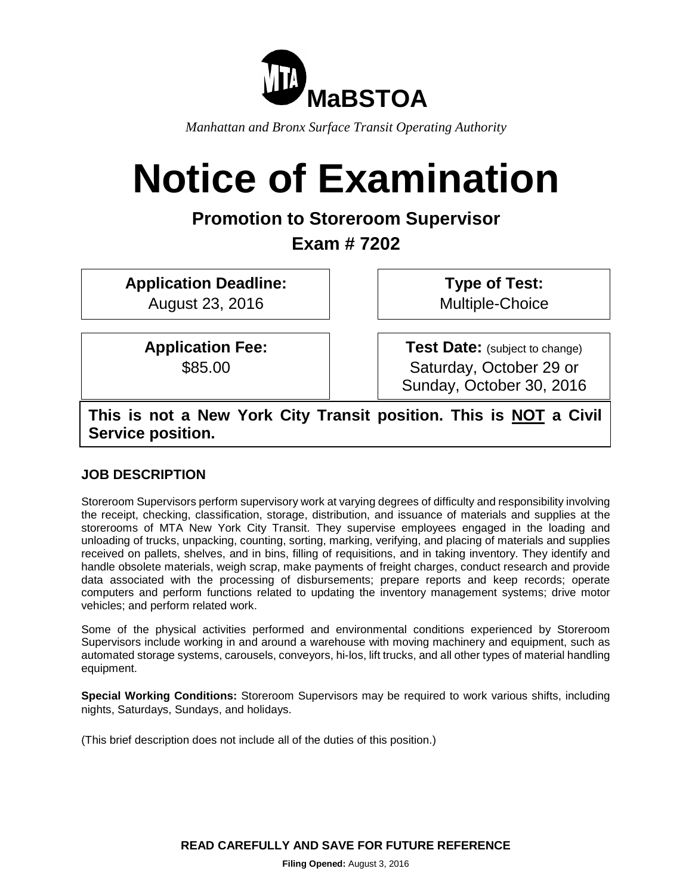MaBSTOA

*Manhattan and Bronx Surface Transit Operating Authority*

# Notice of Examination

## Promotion to Storeroom Supervisor

## Exam # 7202

| **Application Deadline:** | **Type of Test:** |
| --- | --- |
| August 23, 2016 | Multiple-Choice |
| **Application Fee:** | **Test Date:** (subject to change) |
| $85.00 | Saturday, October 29 or Sunday, October 30, 2016 |

**This is not a New York City Transit position. This is NOT a Civil Service position.**

### JOB DESCRIPTION

Storeroom Supervisors perform supervisory work at varying degrees of difficulty and responsibility involving the receipt, checking, classification, storage, distribution, and issuance of materials and supplies at the storerooms of MTA New York City Transit. They supervise employees engaged in the loading and unloading of trucks, unpacking, counting, sorting, marking, verifying, and placing of materials and supplies received on pallets, shelves, and in bins, filling of requisitions, and in taking inventory. They identify and handle obsolete materials, weigh scrap, make payments of freight charges, conduct research and provide data associated with the processing of disbursements; prepare reports and keep records; operate computers and perform functions related to updating the inventory management systems; drive motor vehicles; and perform related work.

Some of the physical activities performed and environmental conditions experienced by Storeroom Supervisors include working in and around a warehouse with moving machinery and equipment, such as automated storage systems, carousels, conveyors, hi-los, lift trucks, and all other types of material handling equipment.

**Special Working Conditions:** Storeroom Supervisors may be required to work various shifts, including nights, Saturdays, Sundays, and holidays.

(This brief description does not include all of the duties of this position.)

**READ CAREFULLY AND SAVE FOR FUTURE REFERENCE**

**Filing Opened:** August 3, 2016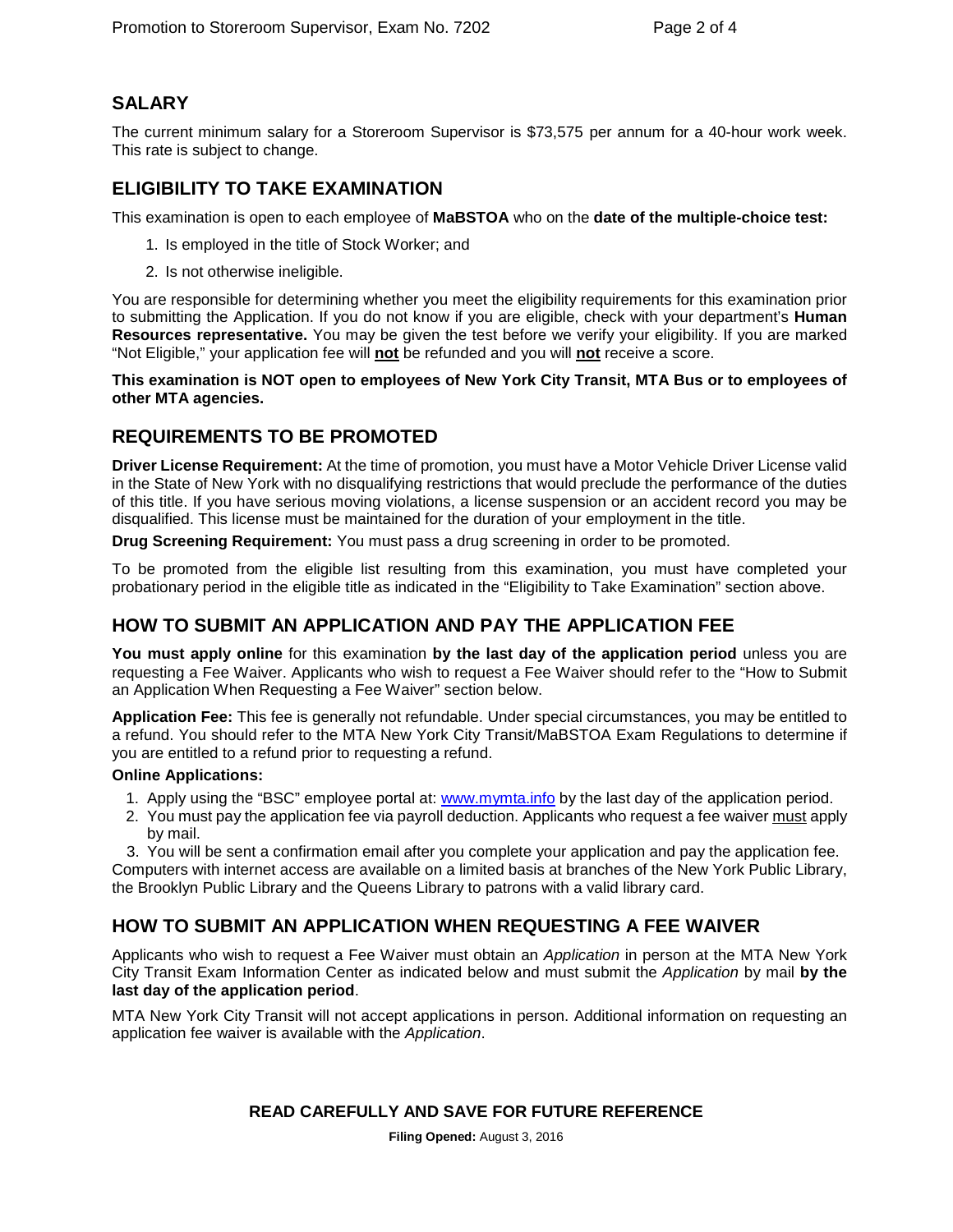## SALARY

The current minimum salary for a Storeroom Supervisor is $73,575 per annum for a 40-hour work week. This rate is subject to change.

## ELIGIBILITY TO TAKE EXAMINATION

This examination is open to each employee of **MaBSTOA** who on the **date of the multiple-choice test:**

1. Is employed in the title of Stock Worker; and
2. Is not otherwise ineligible.

You are responsible for determining whether you meet the eligibility requirements for this examination prior to submitting the Application. If you do not know if you are eligible, check with your department's **Human Resources representative.** You may be given the test before we verify your eligibility. If you are marked "Not Eligible," your application fee will **not** be refunded and you will **not** receive a score.

**This examination is NOT open to employees of New York City Transit, MTA Bus or to employees of other MTA agencies.**

## REQUIREMENTS TO BE PROMOTED

**Driver License Requirement:** At the time of promotion, you must have a Motor Vehicle Driver License valid in the State of New York with no disqualifying restrictions that would preclude the performance of the duties of this title. If you have serious moving violations, a license suspension or an accident record you may be disqualified. This license must be maintained for the duration of your employment in the title.

**Drug Screening Requirement:** You must pass a drug screening in order to be promoted.

To be promoted from the eligible list resulting from this examination, you must have completed your probationary period in the eligible title as indicated in the "Eligibility to Take Examination" section above.

## HOW TO SUBMIT AN APPLICATION AND PAY THE APPLICATION FEE

**You must apply online** for this examination **by the last day of the application period** unless you are requesting a Fee Waiver. Applicants who wish to request a Fee Waiver should refer to the "How to Submit an Application When Requesting a Fee Waiver" section below.

**Application Fee:** This fee is generally not refundable. Under special circumstances, you may be entitled to a refund. You should refer to the MTA New York City Transit/MaBSTOA Exam Regulations to determine if you are entitled to a refund prior to requesting a refund.

**Online Applications:**

1. Apply using the "BSC" employee portal at: www.mymta.info by the last day of the application period.
2. You must pay the application fee via payroll deduction. Applicants who request a fee waiver must apply by mail.
3. You will be sent a confirmation email after you complete your application and pay the application fee.

Computers with internet access are available on a limited basis at branches of the New York Public Library, the Brooklyn Public Library and the Queens Library to patrons with a valid library card.

## HOW TO SUBMIT AN APPLICATION WHEN REQUESTING A FEE WAIVER

Applicants who wish to request a Fee Waiver must obtain an *Application* in person at the MTA New York City Transit Exam Information Center as indicated below and must submit the *Application* by mail **by the last day of the application period**.

MTA New York City Transit will not accept applications in person. Additional information on requesting an application fee waiver is available with the *Application*.

**READ CAREFULLY AND SAVE FOR FUTURE REFERENCE**

**Filing Opened:** August 3, 2016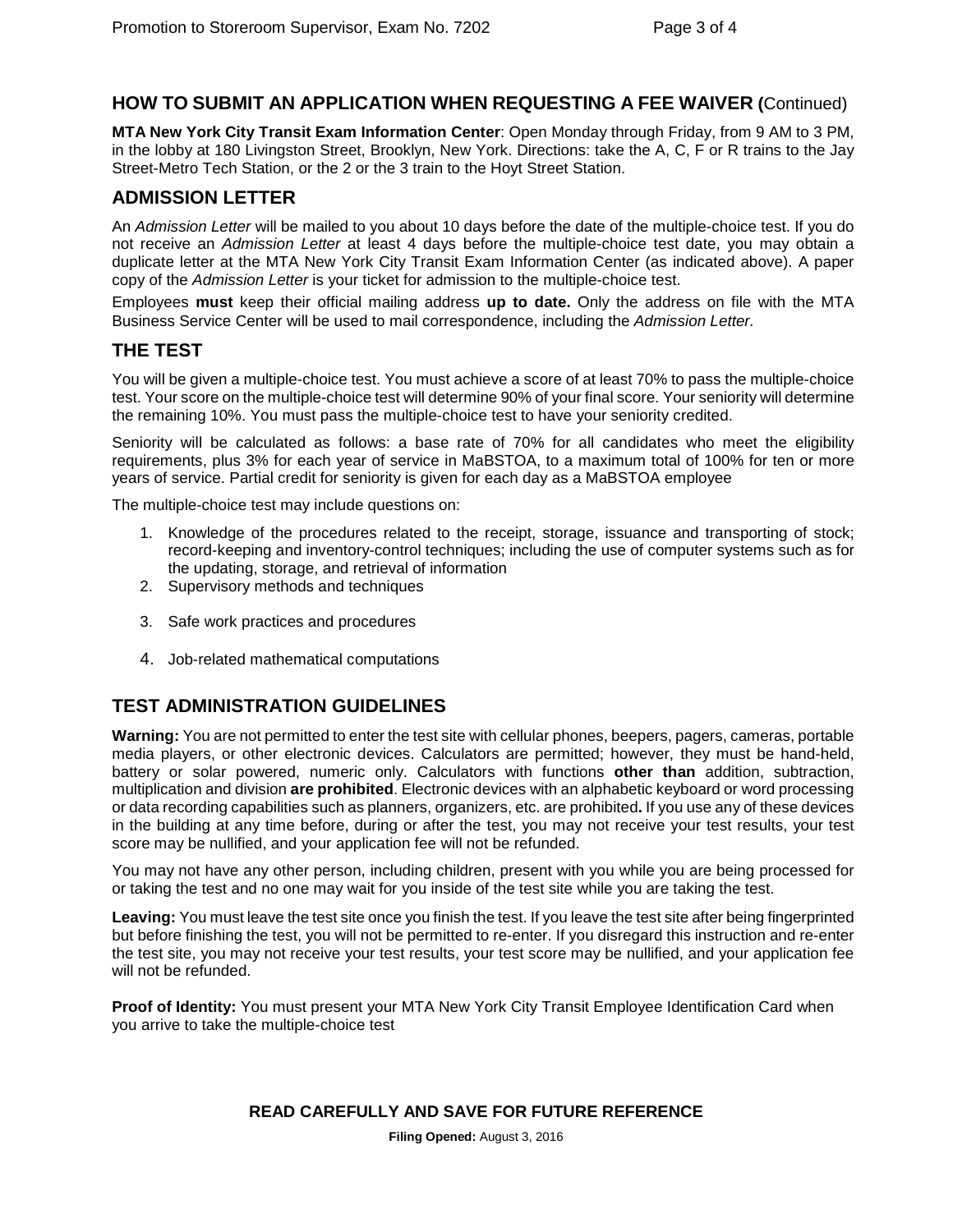## HOW TO SUBMIT AN APPLICATION WHEN REQUESTING A FEE WAIVER (Continued)

**MTA New York City Transit Exam Information Center**: Open Monday through Friday, from 9 AM to 3 PM, in the lobby at 180 Livingston Street, Brooklyn, New York. Directions: take the A, C, F or R trains to the Jay Street-Metro Tech Station, or the 2 or the 3 train to the Hoyt Street Station.

## ADMISSION LETTER

An *Admission Letter* will be mailed to you about 10 days before the date of the multiple-choice test. If you do not receive an *Admission Letter* at least 4 days before the multiple-choice test date, you may obtain a duplicate letter at the MTA New York City Transit Exam Information Center (as indicated above). A paper copy of the *Admission Letter* is your ticket for admission to the multiple-choice test.

Employees **must** keep their official mailing address **up to date.** Only the address on file with the MTA Business Service Center will be used to mail correspondence, including the *Admission Letter.*

## THE TEST

You will be given a multiple-choice test. You must achieve a score of at least 70% to pass the multiple-choice test. Your score on the multiple-choice test will determine 90% of your final score. Your seniority will determine the remaining 10%. You must pass the multiple-choice test to have your seniority credited.

Seniority will be calculated as follows: a base rate of 70% for all candidates who meet the eligibility requirements, plus 3% for each year of service in MaBSTOA, to a maximum total of 100% for ten or more years of service. Partial credit for seniority is given for each day as a MaBSTOA employee

The multiple-choice test may include questions on:

1. Knowledge of the procedures related to the receipt, storage, issuance and transporting of stock; record-keeping and inventory-control techniques; including the use of computer systems such as for the updating, storage, and retrieval of information
2. Supervisory methods and techniques
3. Safe work practices and procedures
4. Job-related mathematical computations

## TEST ADMINISTRATION GUIDELINES

**Warning:** You are not permitted to enter the test site with cellular phones, beepers, pagers, cameras, portable media players, or other electronic devices. Calculators are permitted; however, they must be hand-held, battery or solar powered, numeric only. Calculators with functions **other than** addition, subtraction, multiplication and division **are prohibited**. Electronic devices with an alphabetic keyboard or word processing or data recording capabilities such as planners, organizers, etc. are prohibited**.** If you use any of these devices in the building at any time before, during or after the test, you may not receive your test results, your test score may be nullified, and your application fee will not be refunded.

You may not have any other person, including children, present with you while you are being processed for or taking the test and no one may wait for you inside of the test site while you are taking the test.

**Leaving:** You must leave the test site once you finish the test. If you leave the test site after being fingerprinted but before finishing the test, you will not be permitted to re-enter. If you disregard this instruction and re-enter the test site, you may not receive your test results, your test score may be nullified, and your application fee will not be refunded.

**Proof of Identity:** You must present your MTA New York City Transit Employee Identification Card when you arrive to take the multiple-choice test

**READ CAREFULLY AND SAVE FOR FUTURE REFERENCE**

**Filing Opened:** August 3, 2016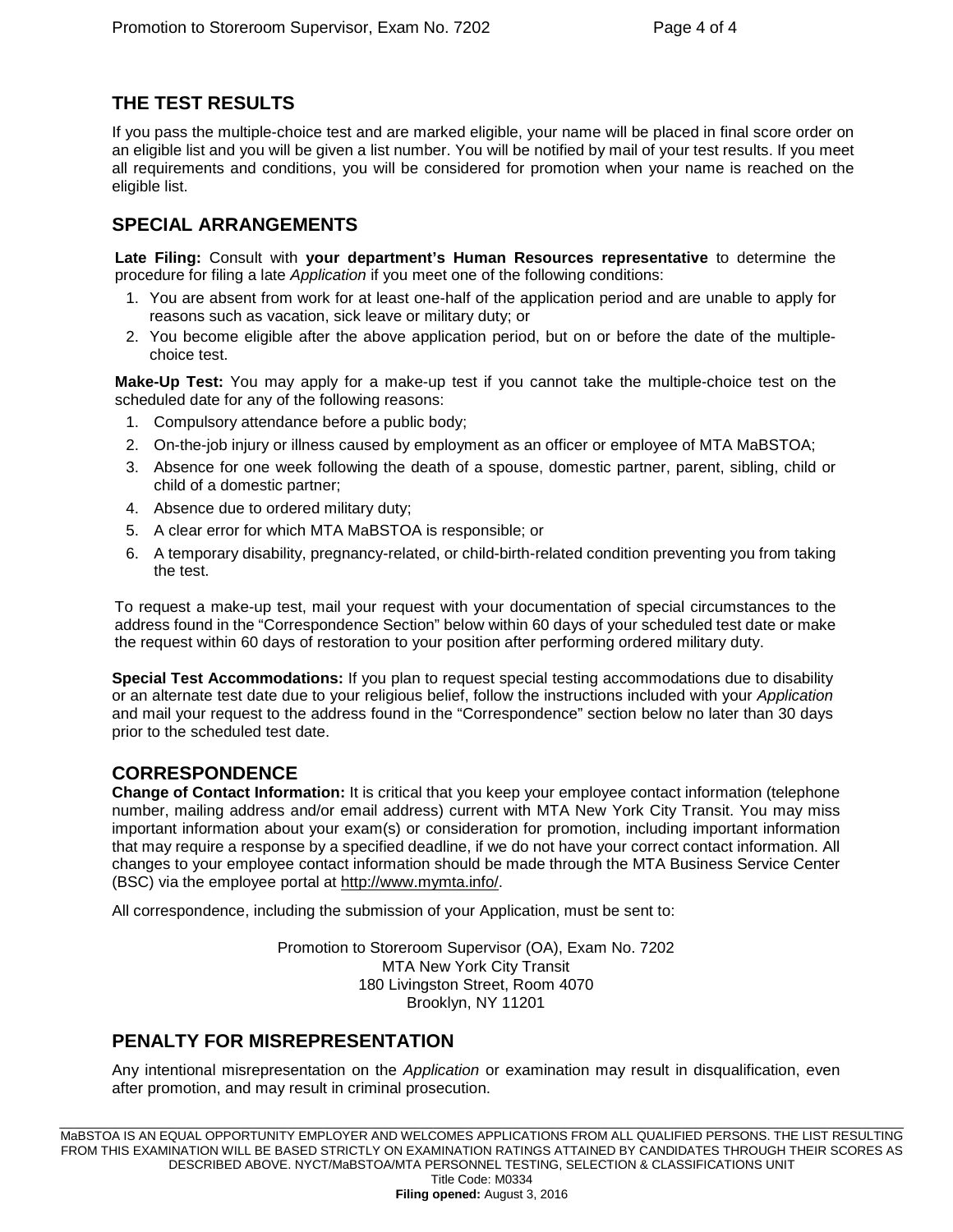## THE TEST RESULTS

If you pass the multiple-choice test and are marked eligible, your name will be placed in final score order on an eligible list and you will be given a list number. You will be notified by mail of your test results. If you meet all requirements and conditions, you will be considered for promotion when your name is reached on the eligible list.

## SPECIAL ARRANGEMENTS

**Late Filing:** Consult with **your department's Human Resources representative** to determine the procedure for filing a late *Application* if you meet one of the following conditions:

1. You are absent from work for at least one-half of the application period and are unable to apply for reasons such as vacation, sick leave or military duty; or
2. You become eligible after the above application period, but on or before the date of the multiple-choice test.

**Make-Up Test:** You may apply for a make-up test if you cannot take the multiple-choice test on the scheduled date for any of the following reasons:

1. Compulsory attendance before a public body;
2. On-the-job injury or illness caused by employment as an officer or employee of MTA MaBSTOA;
3. Absence for one week following the death of a spouse, domestic partner, parent, sibling, child or child of a domestic partner;
4. Absence due to ordered military duty;
5. A clear error for which MTA MaBSTOA is responsible; or
6. A temporary disability, pregnancy-related, or child-birth-related condition preventing you from taking the test.

To request a make-up test, mail your request with your documentation of special circumstances to the address found in the "Correspondence Section" below within 60 days of your scheduled test date or make the request within 60 days of restoration to your position after performing ordered military duty.

**Special Test Accommodations:** If you plan to request special testing accommodations due to disability or an alternate test date due to your religious belief, follow the instructions included with your *Application* and mail your request to the address found in the "Correspondence" section below no later than 30 days prior to the scheduled test date.

## CORRESPONDENCE

**Change of Contact Information:** It is critical that you keep your employee contact information (telephone number, mailing address and/or email address) current with MTA New York City Transit. You may miss important information about your exam(s) or consideration for promotion, including important information that may require a response by a specified deadline, if we do not have your correct contact information. All changes to your employee contact information should be made through the MTA Business Service Center (BSC) via the employee portal at http://www.mymta.info/.

All correspondence, including the submission of your Application, must be sent to:

Promotion to Storeroom Supervisor (OA), Exam No. 7202
MTA New York City Transit
180 Livingston Street, Room 4070
Brooklyn, NY 11201

## PENALTY FOR MISREPRESENTATION

Any intentional misrepresentation on the *Application* or examination may result in disqualification, even after promotion, and may result in criminal prosecution.

MaBSTOA IS AN EQUAL OPPORTUNITY EMPLOYER AND WELCOMES APPLICATIONS FROM ALL QUALIFIED PERSONS. THE LIST RESULTING FROM THIS EXAMINATION WILL BE BASED STRICTLY ON EXAMINATION RATINGS ATTAINED BY CANDIDATES THROUGH THEIR SCORES AS DESCRIBED ABOVE. NYCT/MaBSTOA/MTA PERSONNEL TESTING, SELECTION & CLASSIFICATIONS UNIT

Title Code: M0334

**Filing opened:** August 3, 2016